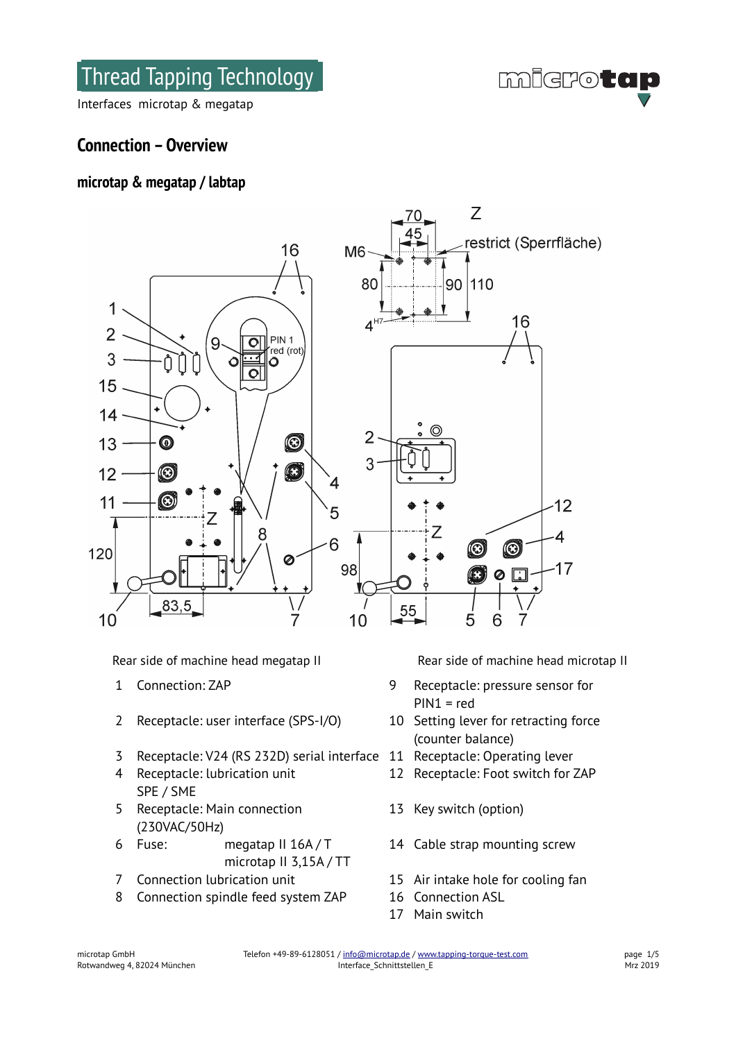Thread Tapping Technology

Interfaces microtap & megatap

## Connection – Overview

### microtap & megatap / labtap

Rear side of machine head megatap II

Rear side of machine head microtap II

1 Connection: ZAP

2 Receptacle: user interface (SPS-I/O)

3 Receptacle: V24 (RS 232D) serial interface

4 Receptacle: lubrication unit SPE / SME

5 Receptacle: Main connection (230VAC/50Hz)

6 Fuse: megatap II 16A / T, microtap II 3,15A / TT

7 Connection lubrication unit

8 Connection spindle feed system ZAP

9 Receptacle: pressure sensor for PIN1 = red

10 Setting lever for retracting force (counter balance)

11 Receptacle: Operating lever

12 Receptacle: Foot switch for ZAP

13 Key switch (option)

14 Cable strap mounting screw

15 Air intake hole for cooling fan

16 Connection ASL

17 Main switch

microtap GmbH
Rotwandweg 4, 82024 München

Telefon +49-89-6128051 / info@microtap.de / www.tapping-torque-test.com
Interface_Schnittstellen_E

Mrz 2019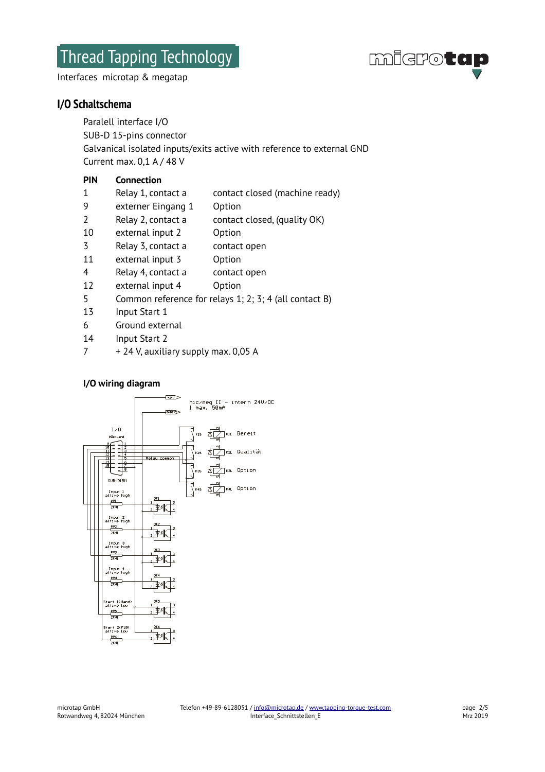# Thread Tapping Technology

Interfaces microtap & megatap

## I/O Schaltschema

Paralell interface I/O
SUB-D 15-pins connector
Galvanical isolated inputs/exits active with reference to external GND
Current max. 0,1 A / 48 V

| PIN | Connection | |
|---|---|---|
| 1 | Relay 1, contact a | contact closed (machine ready) |
| 9 | externer Eingang 1 | Option |
| 2 | Relay 2, contact a | contact closed, (quality OK) |
| 10 | external input 2 | Option |
| 3 | Relay 3, contact a | contact open |
| 11 | external input 3 | Option |
| 4 | Relay 4, contact a | contact open |
| 12 | external input 4 | Option |
| 5 | Common reference for relays 1; 2; 3; 4 (all contact B) | |
| 13 | Input Start 1 | |
| 6 | Ground external | |
| 14 | Input Start 2 | |
| 7 | + 24 V, auxiliary supply max. 0,05 A | |

### I/O wiring diagram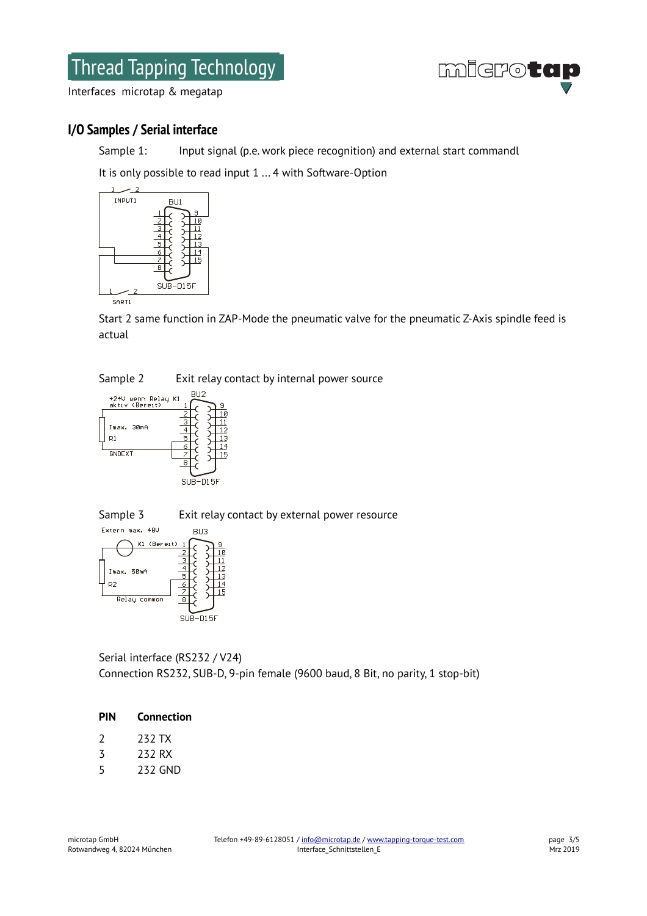## I/O Samples / Serial interface

Sample 1: Input signal (p.e. work piece recognition) and external start commandl

It is only possible to read input 1 ... 4 with Software-Option

Start 2 same function in ZAP-Mode the pneumatic valve for the pneumatic Z-Axis spindle feed is actual

Sample 2 Exit relay contact by internal power source

Sample 3 Exit relay contact by external power resource

Serial interface (RS232 / V24)
Connection RS232, SUB-D, 9-pin female (9600 baud, 8 Bit, no parity, 1 stop-bit)

| PIN | Connection |
|---|---|
| 2 | 232 TX |
| 3 | 232 RX |
| 5 | 232 GND |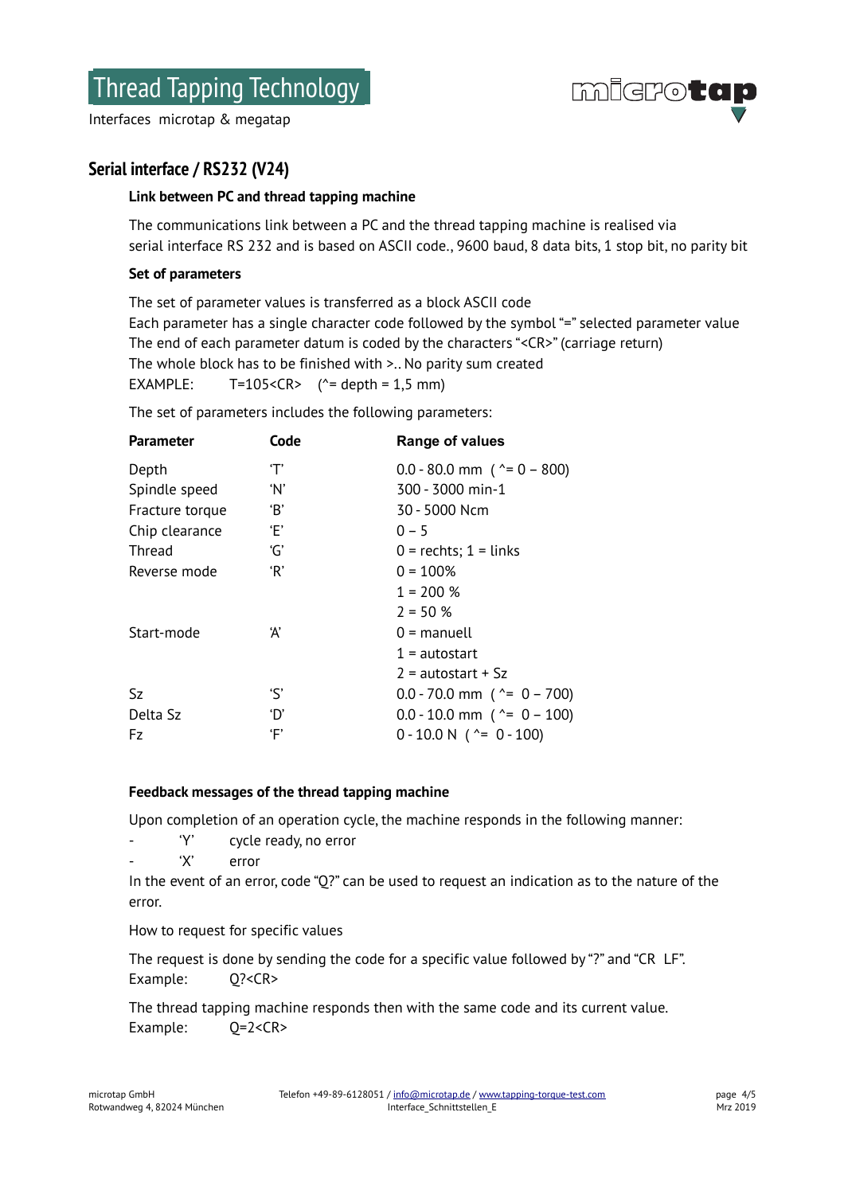# Thread Tapping Technology

Interfaces microtap & megatap

## Serial interface / RS232 (V24)

### Link between PC and thread tapping machine

The communications link between a PC and the thread tapping machine is realised via serial interface RS 232 and is based on ASCII code., 9600 baud, 8 data bits, 1 stop bit, no parity bit

### Set of parameters

The set of parameter values is transferred as a block ASCII code
Each parameter has a single character code followed by the symbol "=" selected parameter value
The end of each parameter datum is coded by the characters "<CR>" (carriage return)
The whole block has to be finished with >.. No parity sum created
EXAMPLE: T=105<CR> (^= depth = 1,5 mm)

The set of parameters includes the following parameters:

| Parameter | Code | Range of values |
|---|---|---|
| Depth | 'T' | 0.0 - 80.0 mm ( ^= 0 – 800) |
| Spindle speed | 'N' | 300 - 3000 min-1 |
| Fracture torque | 'B' | 30 - 5000 Ncm |
| Chip clearance | 'E' | 0 – 5 |
| Thread | 'G' | 0 = rechts; 1 = links |
| Reverse mode | 'R' | 0 = 100% |
| | | 1 = 200 % |
| | | 2 = 50 % |
| Start-mode | 'A' | 0 = manuell |
| | | 1 = autostart |
| | | 2 = autostart + Sz |
| Sz | 'S' | 0.0 - 70.0 mm ( ^= 0 – 700) |
| Delta Sz | 'D' | 0.0 - 10.0 mm ( ^= 0 – 100) |
| Fz | 'F' | 0 - 10.0 N ( ^= 0 - 100) |

### Feedback messages of the thread tapping machine

Upon completion of an operation cycle, the machine responds in the following manner:

- 'Y' cycle ready, no error
- 'X' error

In the event of an error, code "Q?" can be used to request an indication as to the nature of the error.

How to request for specific values

The request is done by sending the code for a specific value followed by "?" and "CR LF".
Example: Q?<CR>

The thread tapping machine responds then with the same code and its current value.
Example: Q=2<CR>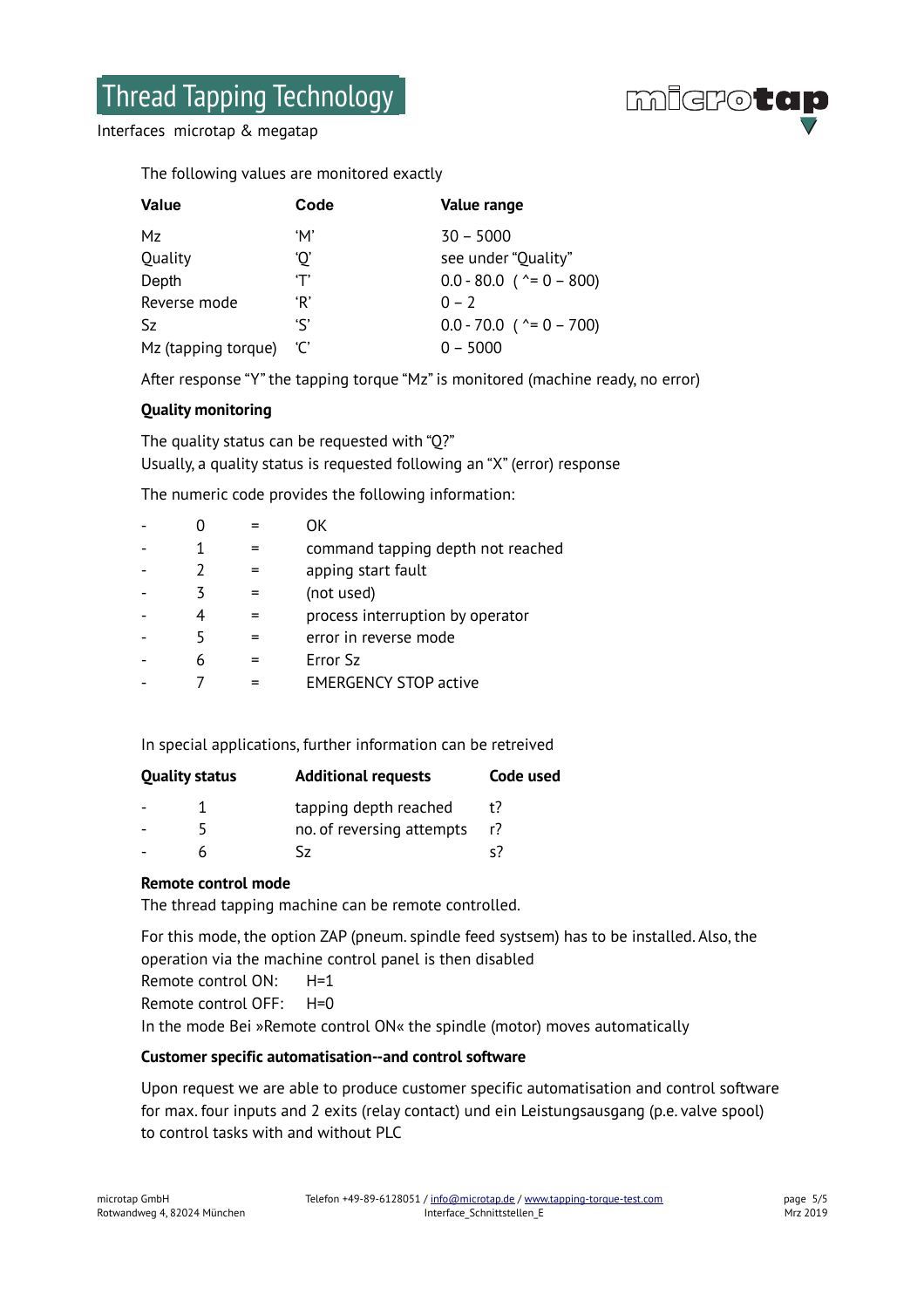The following values are monitored exactly

| Value | Code | Value range |
|---|---|---|
| Mz | 'M' | 30 – 5000 |
| Quality | 'Q' | see under "Quality" |
| Depth | 'T' | 0.0 - 80.0 ( ^= 0 – 800) |
| Reverse mode | 'R' | 0 – 2 |
| Sz | 'S' | 0.0 - 70.0 ( ^= 0 – 700) |
| Mz (tapping torque) | 'C' | 0 – 5000 |

After response "Y" the tapping torque "Mz" is monitored (machine ready, no error)

**Quality monitoring**

The quality status can be requested with "Q?"
Usually, a quality status is requested following an "X" (error) response

The numeric code provides the following information:

- 0 = OK
- 1 = command tapping depth not reached
- 2 = apping start fault
- 3 = (not used)
- 4 = process interruption by operator
- 5 = error in reverse mode
- 6 = Error Sz
- 7 = EMERGENCY STOP active

In special applications, further information can be retreived

| Quality status | Additional requests | Code used |
|---|---|---|
| - 1 | tapping depth reached | t? |
| - 5 | no. of reversing attempts | r? |
| - 6 | Sz | s? |

**Remote control mode**

The thread tapping machine can be remote controlled.

For this mode, the option ZAP (pneum. spindle feed systsem) has to be installed. Also, the operation via the machine control panel is then disabled
Remote control ON: H=1
Remote control OFF: H=0
In the mode Bei »Remote control ON« the spindle (motor) moves automatically

**Customer specific automatisation--and control software**

Upon request we are able to produce customer specific automatisation and control software for max. four inputs and 2 exits (relay contact) und ein Leistungsausgang (p.e. valve spool) to control tasks with and without PLC